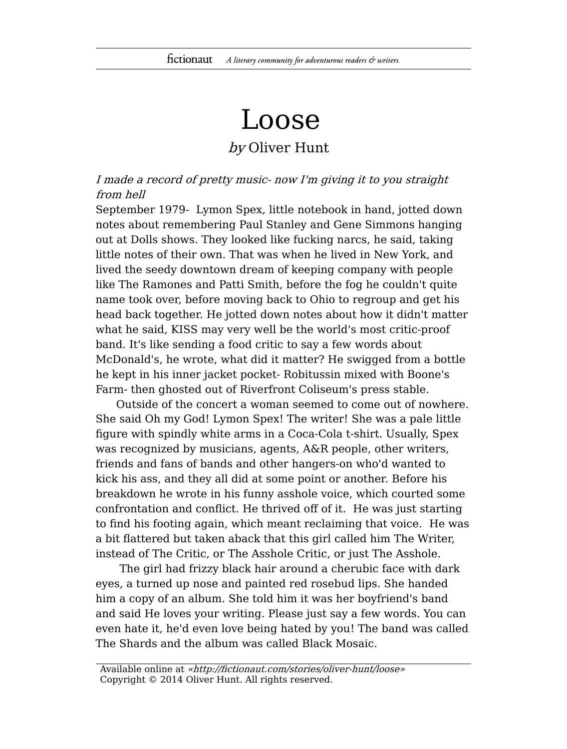# Loose

*by* Oliver Hunt

*I made a record of pretty music- now I'm giving it to you straight from hell*

September 1979- Lymon Spex, little notebook in hand, jotted down notes about remembering Paul Stanley and Gene Simmons hanging out at Dolls shows. They looked like fucking narcs, he said, taking little notes of their own. That was when he lived in New York, and lived the seedy downtown dream of keeping company with people like The Ramones and Patti Smith, before the fog he couldn't quite name took over, before moving back to Ohio to regroup and get his head back together. He jotted down notes about how it didn't matter what he said, KISS may very well be the world's most critic-proof band. It's like sending a food critic to say a few words about McDonald's, he wrote, what did it matter? He swigged from a bottle he kept in his inner jacket pocket- Robitussin mixed with Boone's Farm- then ghosted out of Riverfront Coliseum's press stable.

Outside of the concert a woman seemed to come out of nowhere. She said Oh my God! Lymon Spex! The writer! She was a pale little figure with spindly white arms in a Coca-Cola t-shirt. Usually, Spex was recognized by musicians, agents, A&R people, other writers, friends and fans of bands and other hangers-on who'd wanted to kick his ass, and they all did at some point or another. Before his breakdown he wrote in his funny asshole voice, which courted some confrontation and conflict. He thrived off of it. He was just starting to find his footing again, which meant reclaiming that voice. He was a bit flattered but taken aback that this girl called him The Writer, instead of The Critic, or The Asshole Critic, or just The Asshole.

The girl had frizzy black hair around a cherubic face with dark eyes, a turned up nose and painted red rosebud lips. She handed him a copy of an album. She told him it was her boyfriend's band and said He loves your writing. Please just say a few words. You can even hate it, he'd even love being hated by you! The band was called The Shards and the album was called Black Mosaic.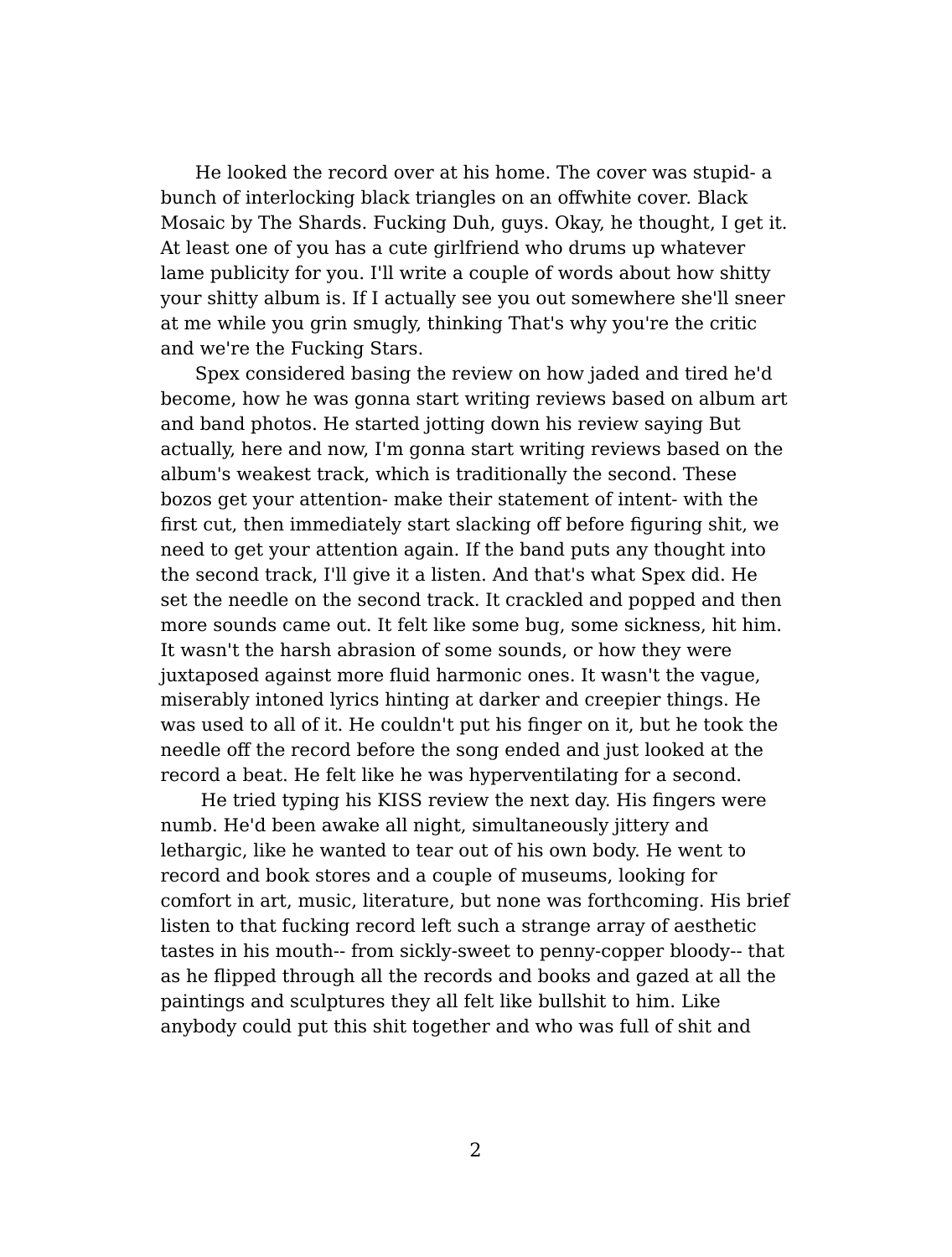He looked the record over at his home. The cover was stupid- a bunch of interlocking black triangles on an offwhite cover. Black Mosaic by The Shards. Fucking Duh, guys. Okay, he thought, I get it. At least one of you has a cute girlfriend who drums up whatever lame publicity for you. I'll write a couple of words about how shitty your shitty album is. If I actually see you out somewhere she'll sneer at me while you grin smugly, thinking That's why you're the critic and we're the Fucking Stars.

Spex considered basing the review on how jaded and tired he'd become, how he was gonna start writing reviews based on album art and band photos. He started jotting down his review saying But actually, here and now, I'm gonna start writing reviews based on the album's weakest track, which is traditionally the second. These bozos get your attention- make their statement of intent- with the first cut, then immediately start slacking off before figuring shit, we need to get your attention again. If the band puts any thought into the second track, I'll give it a listen. And that's what Spex did. He set the needle on the second track. It crackled and popped and then more sounds came out. It felt like some bug, some sickness, hit him. It wasn't the harsh abrasion of some sounds, or how they were juxtaposed against more fluid harmonic ones. It wasn't the vague, miserably intoned lyrics hinting at darker and creepier things. He was used to all of it. He couldn't put his finger on it, but he took the needle off the record before the song ended and just looked at the record a beat. He felt like he was hyperventilating for a second.

He tried typing his KISS review the next day. His fingers were numb. He'd been awake all night, simultaneously jittery and lethargic, like he wanted to tear out of his own body. He went to record and book stores and a couple of museums, looking for comfort in art, music, literature, but none was forthcoming. His brief listen to that fucking record left such a strange array of aesthetic tastes in his mouth-- from sickly-sweet to penny-copper bloody-- that as he flipped through all the records and books and gazed at all the paintings and sculptures they all felt like bullshit to him. Like anybody could put this shit together and who was full of shit and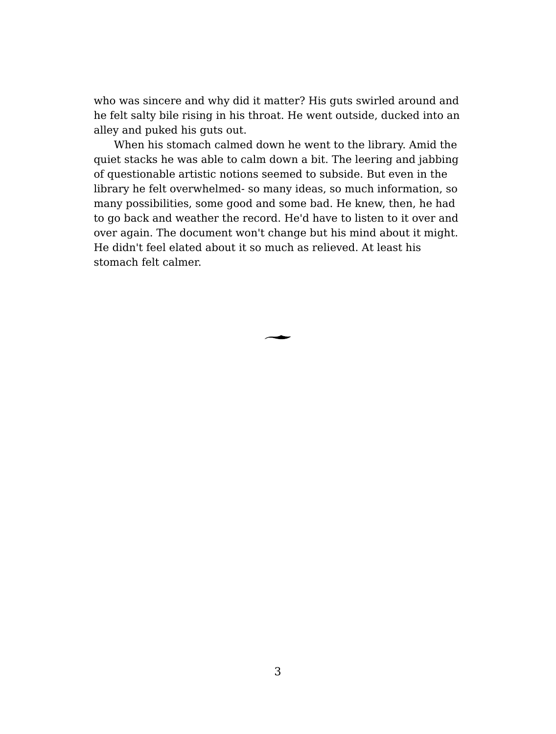who was sincere and why did it matter? His guts swirled around and he felt salty bile rising in his throat. He went outside, ducked into an alley and puked his guts out.

When his stomach calmed down he went to the library. Amid the quiet stacks he was able to calm down a bit. The leering and jabbing of questionable artistic notions seemed to subside. But even in the library he felt overwhelmed- so many ideas, so much information, so many possibilities, some good and some bad. He knew, then, he had to go back and weather the record. He'd have to listen to it over and over again. The document won't change but his mind about it might. He didn't feel elated about it so much as relieved. At least his stomach felt calmer.